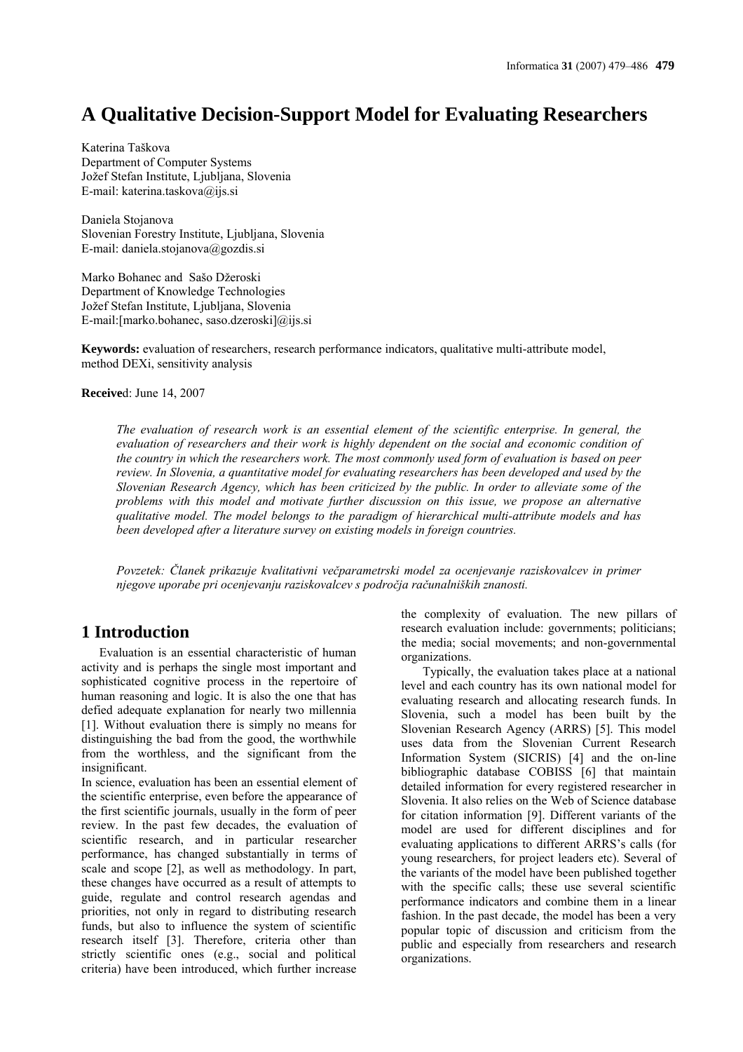# A Qualitative Decision-Support Model for Evaluating Researchers

Katerina Taškova
Department of Computer Systems
Jožef Stefan Institute, Ljubljana, Slovenia
E-mail: katerina.taskova@ijs.si

Daniela Stojanova
Slovenian Forestry Institute, Ljubljana, Slovenia
E-mail: daniela.stojanova@gozdis.si

Marko Bohanec and Sašo Džeroski
Department of Knowledge Technologies
Jožef Stefan Institute, Ljubljana, Slovenia
E-mail:[marko.bohanec, saso.dzeroski]@ijs.si

**Keywords:** evaluation of researchers, research performance indicators, qualitative multi-attribute model, method DEXi, sensitivity analysis

**Receive**d: June 14, 2007

*The evaluation of research work is an essential element of the scientific enterprise. In general, the evaluation of researchers and their work is highly dependent on the social and economic condition of the country in which the researchers work. The most commonly used form of evaluation is based on peer review. In Slovenia, a quantitative model for evaluating researchers has been developed and used by the Slovenian Research Agency, which has been criticized by the public. In order to alleviate some of the problems with this model and motivate further discussion on this issue, we propose an alternative qualitative model. The model belongs to the paradigm of hierarchical multi-attribute models and has been developed after a literature survey on existing models in foreign countries.*

*Povzetek: Članek prikazuje kvalitativni večparametrski model za ocenjevanje raziskovalcev in primer njegove uporabe pri ocenjevanju raziskovalcev s področja računalniških znanosti.*

## 1 Introduction

Evaluation is an essential characteristic of human activity and is perhaps the single most important and sophisticated cognitive process in the repertoire of human reasoning and logic. It is also the one that has defied adequate explanation for nearly two millennia [1]. Without evaluation there is simply no means for distinguishing the bad from the good, the worthwhile from the worthless, and the significant from the insignificant.

In science, evaluation has been an essential element of the scientific enterprise, even before the appearance of the first scientific journals, usually in the form of peer review. In the past few decades, the evaluation of scientific research, and in particular researcher performance, has changed substantially in terms of scale and scope [2], as well as methodology. In part, these changes have occurred as a result of attempts to guide, regulate and control research agendas and priorities, not only in regard to distributing research funds, but also to influence the system of scientific research itself [3]. Therefore, criteria other than strictly scientific ones (e.g., social and political criteria) have been introduced, which further increase the complexity of evaluation. The new pillars of research evaluation include: governments; politicians; the media; social movements; and non-governmental organizations.

Typically, the evaluation takes place at a national level and each country has its own national model for evaluating research and allocating research funds. In Slovenia, such a model has been built by the Slovenian Research Agency (ARRS) [5]. This model uses data from the Slovenian Current Research Information System (SICRIS) [4] and the on-line bibliographic database COBISS [6] that maintain detailed information for every registered researcher in Slovenia. It also relies on the Web of Science database for citation information [9]. Different variants of the model are used for different disciplines and for evaluating applications to different ARRS's calls (for young researchers, for project leaders etc). Several of the variants of the model have been published together with the specific calls; these use several scientific performance indicators and combine them in a linear fashion. In the past decade, the model has been a very popular topic of discussion and criticism from the public and especially from researchers and research organizations.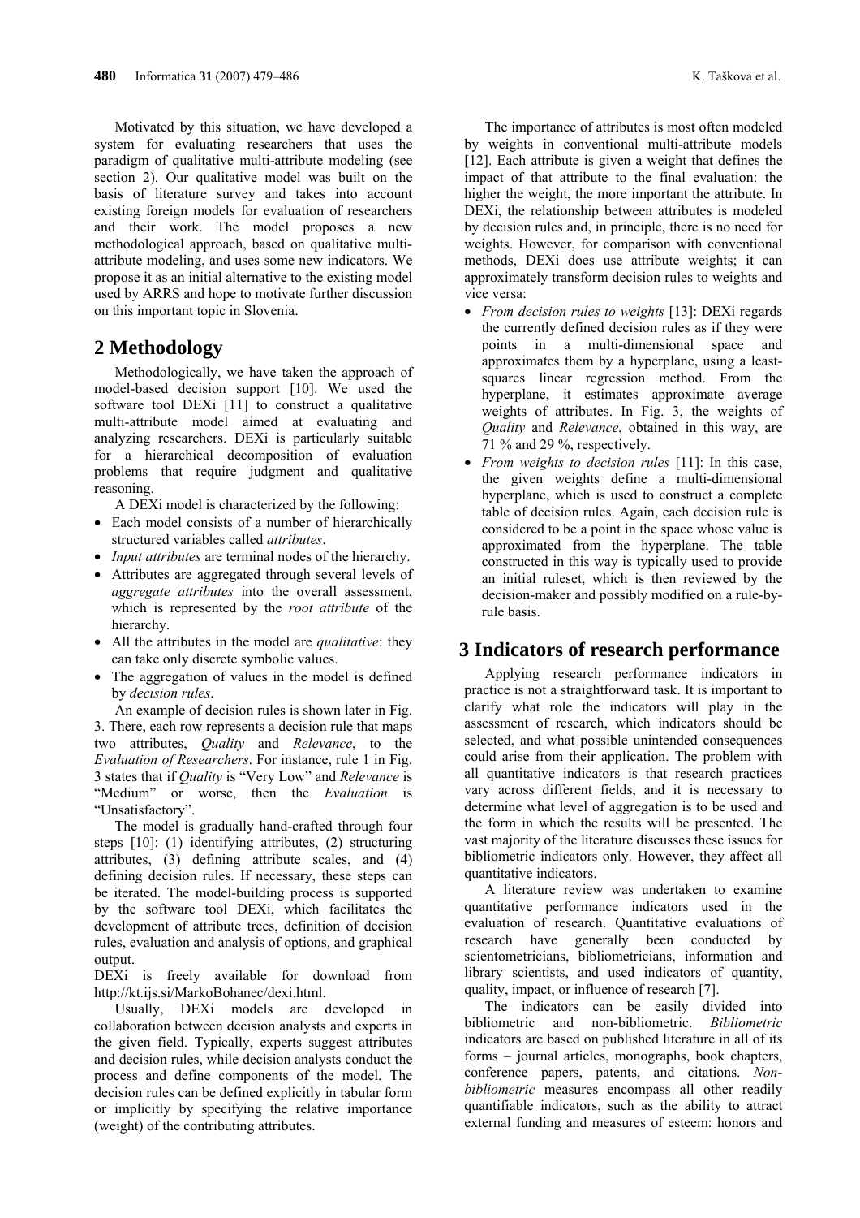Motivated by this situation, we have developed a system for evaluating researchers that uses the paradigm of qualitative multi-attribute modeling (see section 2). Our qualitative model was built on the basis of literature survey and takes into account existing foreign models for evaluation of researchers and their work. The model proposes a new methodological approach, based on qualitative multi-attribute modeling, and uses some new indicators. We propose it as an initial alternative to the existing model used by ARRS and hope to motivate further discussion on this important topic in Slovenia.

## 2 Methodology

Methodologically, we have taken the approach of model-based decision support [10]. We used the software tool DEXi [11] to construct a qualitative multi-attribute model aimed at evaluating and analyzing researchers. DEXi is particularly suitable for a hierarchical decomposition of evaluation problems that require judgment and qualitative reasoning.

A DEXi model is characterized by the following:

- Each model consists of a number of hierarchically structured variables called *attributes*.
- *Input attributes* are terminal nodes of the hierarchy.
- Attributes are aggregated through several levels of *aggregate attributes* into the overall assessment, which is represented by the *root attribute* of the hierarchy.
- All the attributes in the model are *qualitative*: they can take only discrete symbolic values.
- The aggregation of values in the model is defined by *decision rules*.

An example of decision rules is shown later in Fig. 3. There, each row represents a decision rule that maps two attributes, *Quality* and *Relevance*, to the *Evaluation of Researchers*. For instance, rule 1 in Fig. 3 states that if *Quality* is "Very Low" and *Relevance* is "Medium" or worse, then the *Evaluation* is "Unsatisfactory".

The model is gradually hand-crafted through four steps [10]: (1) identifying attributes, (2) structuring attributes, (3) defining attribute scales, and (4) defining decision rules. If necessary, these steps can be iterated. The model-building process is supported by the software tool DEXi, which facilitates the development of attribute trees, definition of decision rules, evaluation and analysis of options, and graphical output.

DEXi is freely available for download from http://kt.ijs.si/MarkoBohanec/dexi.html.

Usually, DEXi models are developed in collaboration between decision analysts and experts in the given field. Typically, experts suggest attributes and decision rules, while decision analysts conduct the process and define components of the model. The decision rules can be defined explicitly in tabular form or implicitly by specifying the relative importance (weight) of the contributing attributes.

The importance of attributes is most often modeled by weights in conventional multi-attribute models [12]. Each attribute is given a weight that defines the impact of that attribute to the final evaluation: the higher the weight, the more important the attribute. In DEXi, the relationship between attributes is modeled by decision rules and, in principle, there is no need for weights. However, for comparison with conventional methods, DEXi does use attribute weights; it can approximately transform decision rules to weights and vice versa:

- *From decision rules to weights* [13]: DEXi regards the currently defined decision rules as if they were points in a multi-dimensional space and approximates them by a hyperplane, using a least-squares linear regression method. From the hyperplane, it estimates approximate average weights of attributes. In Fig. 3, the weights of *Quality* and *Relevance*, obtained in this way, are 71 % and 29 %, respectively.
- *From weights to decision rules* [11]: In this case, the given weights define a multi-dimensional hyperplane, which is used to construct a complete table of decision rules. Again, each decision rule is considered to be a point in the space whose value is approximated from the hyperplane. The table constructed in this way is typically used to provide an initial ruleset, which is then reviewed by the decision-maker and possibly modified on a rule-by-rule basis.

## 3 Indicators of research performance

Applying research performance indicators in practice is not a straightforward task. It is important to clarify what role the indicators will play in the assessment of research, which indicators should be selected, and what possible unintended consequences could arise from their application. The problem with all quantitative indicators is that research practices vary across different fields, and it is necessary to determine what level of aggregation is to be used and the form in which the results will be presented. The vast majority of the literature discusses these issues for bibliometric indicators only. However, they affect all quantitative indicators.

A literature review was undertaken to examine quantitative performance indicators used in the evaluation of research. Quantitative evaluations of research have generally been conducted by scientometricians, bibliometricians, information and library scientists, and used indicators of quantity, quality, impact, or influence of research [7].

The indicators can be easily divided into bibliometric and non-bibliometric. *Bibliometric* indicators are based on published literature in all of its forms – journal articles, monographs, book chapters, conference papers, patents, and citations. *Non-bibliometric* measures encompass all other readily quantifiable indicators, such as the ability to attract external funding and measures of esteem: honors and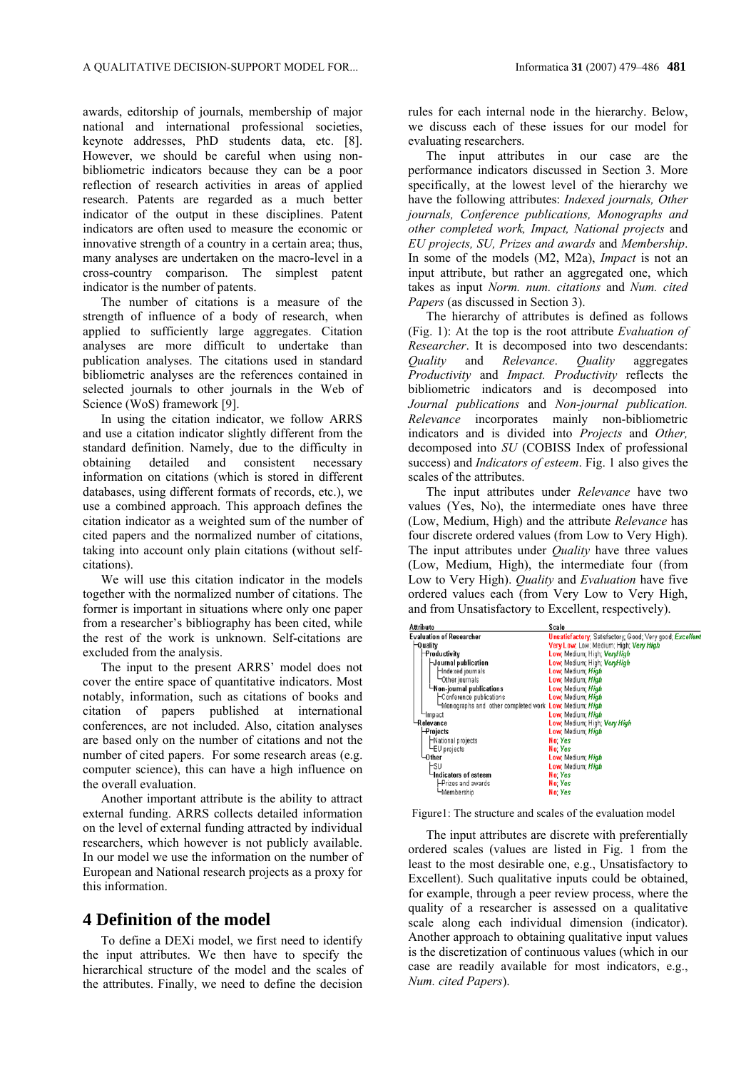awards, editorship of journals, membership of major national and international professional societies, keynote addresses, PhD students data, etc. [8]. However, we should be careful when using non-bibliometric indicators because they can be a poor reflection of research activities in areas of applied research. Patents are regarded as a much better indicator of the output in these disciplines. Patent indicators are often used to measure the economic or innovative strength of a country in a certain area; thus, many analyses are undertaken on the macro-level in a cross-country comparison. The simplest patent indicator is the number of patents.

The number of citations is a measure of the strength of influence of a body of research, when applied to sufficiently large aggregates. Citation analyses are more difficult to undertake than publication analyses. The citations used in standard bibliometric analyses are the references contained in selected journals to other journals in the Web of Science (WoS) framework [9].

In using the citation indicator, we follow ARRS and use a citation indicator slightly different from the standard definition. Namely, due to the difficulty in obtaining detailed and consistent necessary information on citations (which is stored in different databases, using different formats of records, etc.), we use a combined approach. This approach defines the citation indicator as a weighted sum of the number of cited papers and the normalized number of citations, taking into account only plain citations (without self-citations).

We will use this citation indicator in the models together with the normalized number of citations. The former is important in situations where only one paper from a researcher's bibliography has been cited, while the rest of the work is unknown. Self-citations are excluded from the analysis.

The input to the present ARRS' model does not cover the entire space of quantitative indicators. Most notably, information, such as citations of books and citation of papers published at international conferences, are not included. Also, citation analyses are based only on the number of citations and not the number of cited papers. For some research areas (e.g. computer science), this can have a high influence on the overall evaluation.

Another important attribute is the ability to attract external funding. ARRS collects detailed information on the level of external funding attracted by individual researchers, which however is not publicly available. In our model we use the information on the number of European and National research projects as a proxy for this information.

## 4 Definition of the model

To define a DEXi model, we first need to identify the input attributes. We then have to specify the hierarchical structure of the model and the scales of the attributes. Finally, we need to define the decision rules for each internal node in the hierarchy. Below, we discuss each of these issues for our model for evaluating researchers.

The input attributes in our case are the performance indicators discussed in Section 3. More specifically, at the lowest level of the hierarchy we have the following attributes: *Indexed journals, Other journals, Conference publications, Monographs and other completed work, Impact, National projects* and *EU projects, SU, Prizes and awards* and *Membership*. In some of the models (M2, M2a), *Impact* is not an input attribute, but rather an aggregated one, which takes as input *Norm. num. citations* and *Num. cited Papers* (as discussed in Section 3).

The hierarchy of attributes is defined as follows (Fig. 1): At the top is the root attribute *Evaluation of Researcher*. It is decomposed into two descendants: *Quality* and *Relevance*. *Quality* aggregates *Productivity* and *Impact. Productivity* reflects the bibliometric indicators and is decomposed into *Journal publications* and *Non-journal publication. Relevance* incorporates mainly non-bibliometric indicators and is divided into *Projects* and *Other,* decomposed into *SU* (COBISS Index of professional success) and *Indicators of esteem*. Fig. 1 also gives the scales of the attributes.

The input attributes under *Relevance* have two values (Yes, No), the intermediate ones have three (Low, Medium, High) and the attribute *Relevance* has four discrete ordered values (from Low to Very High). The input attributes under *Quality* have three values (Low, Medium, High), the intermediate four (from Low to Very High). *Quality* and *Evaluation* have five ordered values each (from Very Low to Very High, and from Unsatisfactory to Excellent, respectively).

| Attribute | Scale |
|---|---|
| Evaluation of Researcher | Unsatisfactory; Satisfactory; Good; Very good; Excellent |
| ├Quality | Very Low; Low; Medium; High; Very High |
| │├Productivity | Low; Medium; High; VeryHigh |
| ││├Journal publication | Low; Medium; High; VeryHigh |
| │││├Indexed journals | Low; Medium; High |
| │││└Other journals | Low; Medium; High |
| ││└Non-journal publications | Low; Medium; High |
| ││ ├Conference publications | Low; Medium; High |
| ││ └Monographs and other completed work | Low; Medium; High |
| │└Impact | Low; Medium; High |
| └Relevance | Low; Medium; High; Very High |
|  ├Projects | Low; Medium; High |
|  │├National projects | No; Yes |
|  │└EU projects | No; Yes |
|  └Other | Low; Medium; High |
|   ├SU | Low; Medium; High |
|   └Indicators of esteem | No; Yes |
|    ├Prizes and awards | No; Yes |
|    └Membership | No; Yes |

Figure1: The structure and scales of the evaluation model

The input attributes are discrete with preferentially ordered scales (values are listed in Fig. 1 from the least to the most desirable one, e.g., Unsatisfactory to Excellent). Such qualitative inputs could be obtained, for example, through a peer review process, where the quality of a researcher is assessed on a qualitative scale along each individual dimension (indicator). Another approach to obtaining qualitative input values is the discretization of continuous values (which in our case are readily available for most indicators, e.g., *Num. cited Papers*).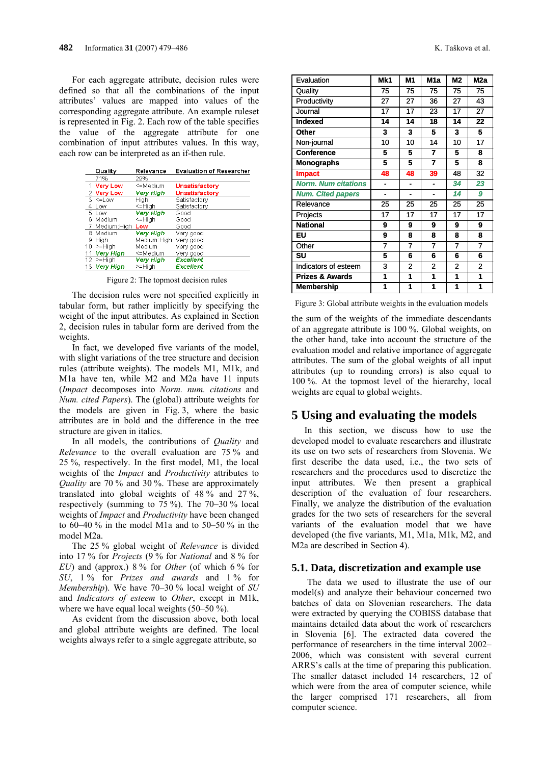For each aggregate attribute, decision rules were defined so that all the combinations of the input attributes' values are mapped into values of the corresponding aggregate attribute. An example ruleset is represented in Fig. 2. Each row of the table specifies the value of the aggregate attribute for one combination of input attributes values. In this way, each row can be interpreted as an if-then rule.

| | Quality | Relevance | Evaluation of Researcher |
|---|---|---|---|
| | 71% | 29% | |
| 1 | Very Low | <=Medium | Unsatisfactory |
| 2 | Very Low | Very High | Unsatisfactory |
| 3 | <=Low | High | Satisfactory |
| 4 | Low | <=High | Satisfactory |
| 5 | Low | Very High | Good |
| 6 | Medium | <=High | Good |
| 7 | Medium:High | Low | Good |
| 8 | Medium | Very High | Very good |
| 9 | High | Medium:High | Very good |
| 10 | >=High | Medium | Very good |
| 11 | Very High | <=Medium | Very good |
| 12 | >=High | Very High | Excellent |
| 13 | Very High | >=High | Excellent |

Figure 2: The topmost decision rules

The decision rules were not specified explicitly in tabular form, but rather implicitly by specifying the weight of the input attributes. As explained in Section 2, decision rules in tabular form are derived from the weights.

In fact, we developed five variants of the model, with slight variations of the tree structure and decision rules (attribute weights). The models M1, M1k, and M1a have ten, while M2 and M2a have 11 inputs (*Impact* decomposes into *Norm. num. citations* and *Num. cited Papers*). The (global) attribute weights for the models are given in Fig. 3, where the basic attributes are in bold and the difference in the tree structure are given in italics.

In all models, the contributions of *Quality* and *Relevance* to the overall evaluation are 75 % and 25 %, respectively. In the first model, M1, the local weights of the *Impact* and *Productivity* attributes to *Quality* are 70 % and 30 %. These are approximately translated into global weights of 48 % and 27 %, respectively (summing to 75 %). The 70–30 % local weights of *Impact* and *Productivity* have been changed to 60–40 % in the model M1a and to 50–50 % in the model M2a.

The 25 % global weight of *Relevance* is divided into 17 % for *Projects* (9 % for *National* and 8 % for *EU*) and (approx.) 8 % for *Other* (of which 6 % for *SU*, 1 % for *Prizes and awards* and 1 % for *Membership*). We have 70–30 % local weight of *SU* and *Indicators of esteem* to *Other*, except in M1k, where we have equal local weights (50–50 %).

As evident from the discussion above, both local and global attribute weights are defined. The local weights always refer to a single aggregate attribute, so

| Evaluation | Mk1 | M1 | M1a | M2 | M2a |
|---|---|---|---|---|---|
| Quality | 75 | 75 | 75 | 75 | 75 |
| Productivity | 27 | 27 | 36 | 27 | 43 |
| Journal | 17 | 17 | 23 | 17 | 27 |
| **Indexed** | **14** | **14** | **18** | **14** | **22** |
| **Other** | **3** | **3** | **5** | **3** | **5** |
| Non-journal | 10 | 10 | 14 | 10 | 17 |
| **Conference** | **5** | **5** | **7** | **5** | **8** |
| **Monographs** | **5** | **5** | **7** | **5** | **8** |
| Impact | **48** | **48** | **39** | 48 | 32 |
| ***Norm. Num citations*** | - | - | - | ***34*** | ***23*** |
| ***Num. Cited papers*** | - | - | - | ***14*** | ***9*** |
| Relevance | 25 | 25 | 25 | 25 | 25 |
| Projects | 17 | 17 | 17 | 17 | 17 |
| **National** | **9** | **9** | **9** | **9** | **9** |
| **EU** | **9** | **8** | **8** | **8** | **8** |
| Other | 7 | 7 | 7 | 7 | 7 |
| **SU** | **5** | **6** | **6** | **6** | **6** |
| Indicators of esteem | 3 | 2 | 2 | 2 | 2 |
| **Prizes & Awards** | **1** | **1** | **1** | **1** | **1** |
| **Membership** | **1** | **1** | **1** | **1** | **1** |

Figure 3: Global attribute weights in the evaluation models

the sum of the weights of the immediate descendants of an aggregate attribute is 100 %. Global weights, on the other hand, take into account the structure of the evaluation model and relative importance of aggregate attributes. The sum of the global weights of all input attributes (up to rounding errors) is also equal to 100 %. At the topmost level of the hierarchy, local weights are equal to global weights.

# 5 Using and evaluating the models

In this section, we discuss how to use the developed model to evaluate researchers and illustrate its use on two sets of researchers from Slovenia. We first describe the data used, i.e., the two sets of researchers and the procedures used to discretize the input attributes. We then present a graphical description of the evaluation of four researchers. Finally, we analyze the distribution of the evaluation grades for the two sets of researchers for the several variants of the evaluation model that we have developed (the five variants, M1, M1a, M1k, M2, and M2a are described in Section 4).

## 5.1. Data, discretization and example use

The data we used to illustrate the use of our model(s) and analyze their behaviour concerned two batches of data on Slovenian researchers. The data were extracted by querying the COBISS database that maintains detailed data about the work of researchers in Slovenia [6]. The extracted data covered the performance of researchers in the time interval 2002–2006, which was consistent with several current ARRS's calls at the time of preparing this publication. The smaller dataset included 14 researchers, 12 of which were from the area of computer science, while the larger comprised 171 researchers, all from computer science.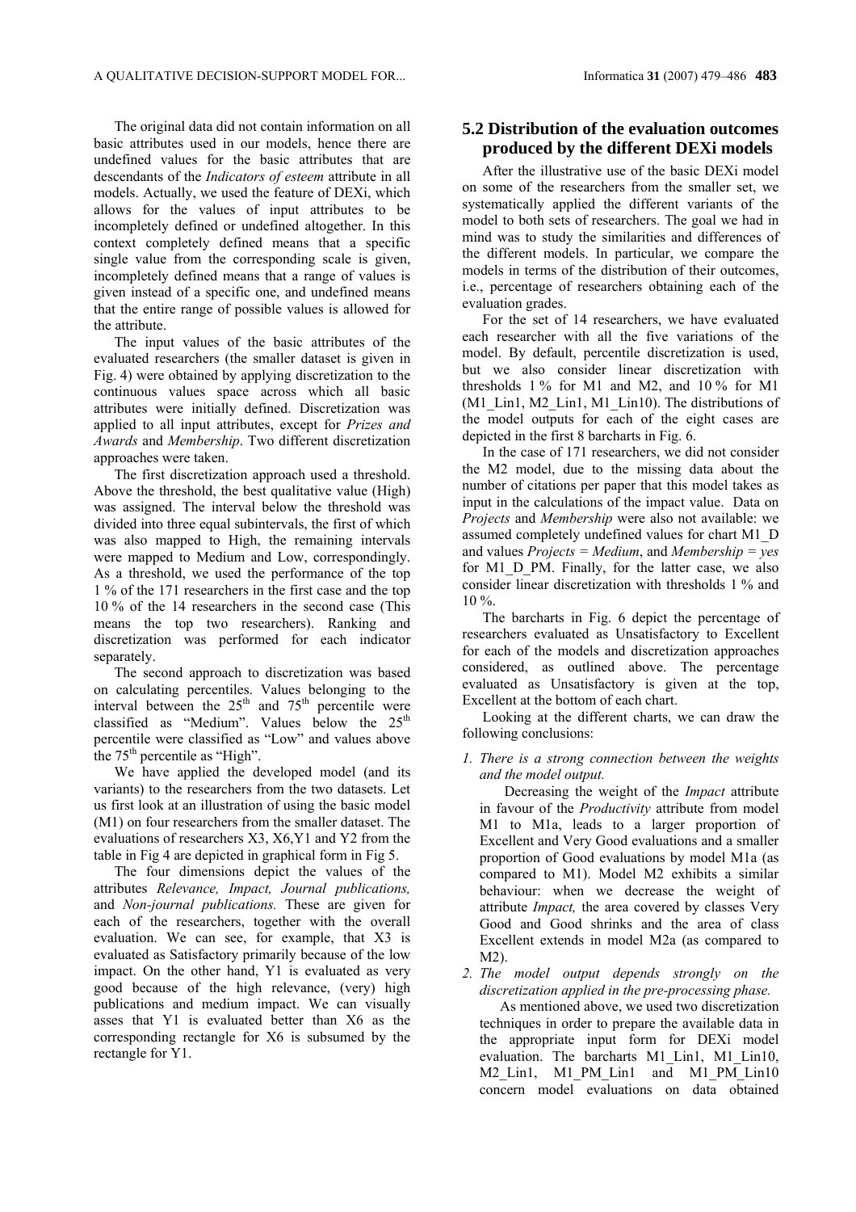The original data did not contain information on all basic attributes used in our models, hence there are undefined values for the basic attributes that are descendants of the *Indicators of esteem* attribute in all models. Actually, we used the feature of DEXi, which allows for the values of input attributes to be incompletely defined or undefined altogether. In this context completely defined means that a specific single value from the corresponding scale is given, incompletely defined means that a range of values is given instead of a specific one, and undefined means that the entire range of possible values is allowed for the attribute.

The input values of the basic attributes of the evaluated researchers (the smaller dataset is given in Fig. 4) were obtained by applying discretization to the continuous values space across which all basic attributes were initially defined. Discretization was applied to all input attributes, except for *Prizes and Awards* and *Membership*. Two different discretization approaches were taken.

The first discretization approach used a threshold. Above the threshold, the best qualitative value (High) was assigned. The interval below the threshold was divided into three equal subintervals, the first of which was also mapped to High, the remaining intervals were mapped to Medium and Low, correspondingly. As a threshold, we used the performance of the top 1 % of the 171 researchers in the first case and the top 10 % of the 14 researchers in the second case (This means the top two researchers). Ranking and discretization was performed for each indicator separately.

The second approach to discretization was based on calculating percentiles. Values belonging to the interval between the 25th and 75th percentile were classified as "Medium". Values below the 25th percentile were classified as "Low" and values above the 75th percentile as "High".

We have applied the developed model (and its variants) to the researchers from the two datasets. Let us first look at an illustration of using the basic model (M1) on four researchers from the smaller dataset. The evaluations of researchers X3, X6,Y1 and Y2 from the table in Fig 4 are depicted in graphical form in Fig 5.

The four dimensions depict the values of the attributes *Relevance, Impact, Journal publications,* and *Non-journal publications.* These are given for each of the researchers, together with the overall evaluation. We can see, for example, that X3 is evaluated as Satisfactory primarily because of the low impact. On the other hand, Y1 is evaluated as very good because of the high relevance, (very) high publications and medium impact. We can visually asses that Y1 is evaluated better than X6 as the corresponding rectangle for X6 is subsumed by the rectangle for Y1.

## 5.2 Distribution of the evaluation outcomes produced by the different DEXi models

After the illustrative use of the basic DEXi model on some of the researchers from the smaller set, we systematically applied the different variants of the model to both sets of researchers. The goal we had in mind was to study the similarities and differences of the different models. In particular, we compare the models in terms of the distribution of their outcomes, i.e., percentage of researchers obtaining each of the evaluation grades.

For the set of 14 researchers, we have evaluated each researcher with all the five variations of the model. By default, percentile discretization is used, but we also consider linear discretization with thresholds 1 % for M1 and M2, and 10 % for M1 (M1_Lin1, M2_Lin1, M1_Lin10). The distributions of the model outputs for each of the eight cases are depicted in the first 8 barcharts in Fig. 6.

In the case of 171 researchers, we did not consider the M2 model, due to the missing data about the number of citations per paper that this model takes as input in the calculations of the impact value. Data on *Projects* and *Membership* were also not available: we assumed completely undefined values for chart M1_D and values *Projects = Medium*, and *Membership = yes* for M1_D_PM. Finally, for the latter case, we also consider linear discretization with thresholds 1 % and 10 %.

The barcharts in Fig. 6 depict the percentage of researchers evaluated as Unsatisfactory to Excellent for each of the models and discretization approaches considered, as outlined above. The percentage evaluated as Unsatisfactory is given at the top, Excellent at the bottom of each chart.

Looking at the different charts, we can draw the following conclusions:

1. *There is a strong connection between the weights and the model output.*

   Decreasing the weight of the *Impact* attribute in favour of the *Productivity* attribute from model M1 to M1a, leads to a larger proportion of Excellent and Very Good evaluations and a smaller proportion of Good evaluations by model M1a (as compared to M1). Model M2 exhibits a similar behaviour: when we decrease the weight of attribute *Impact,* the area covered by classes Very Good and Good shrinks and the area of class Excellent extends in model M2a (as compared to M2).

2. *The model output depends strongly on the discretization applied in the pre-processing phase.*

   As mentioned above, we used two discretization techniques in order to prepare the available data in the appropriate input form for DEXi model evaluation. The barcharts M1_Lin1, M1_Lin10, M2_Lin1, M1_PM_Lin1 and M1_PM_Lin10 concern model evaluations on data obtained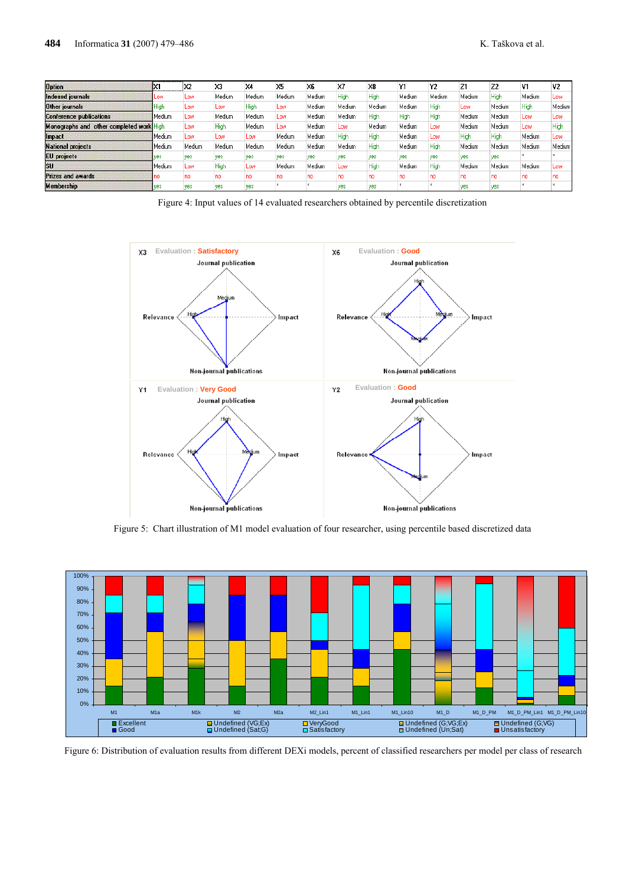| Option | X1 | X2 | X3 | X4 | X5 | X6 | X7 | X8 | Y1 | Y2 | Z1 | Z2 | V1 | V2 |
|---|---|---|---|---|---|---|---|---|---|---|---|---|---|---|
| Indexed journals | Low | Low | Medium | Medium | Medium | Medium | High | High | Medium | Medium | Medium | High | Medium | Low |
| Other journals | High | Low | Low | High | Low | Medium | Medium | Medium | Medium | High | Low | Medium | High | Medium |
| Conference publications | Medium | Low | Medium | Medium | Low | Medium | Medium | High | High | High | Medium | Medium | Low | Low |
| Monographs and other completed work | High | Low | High | Medium | Low | Medium | Low | Medium | Medium | Low | Medium | Medium | Low | High |
| Impact | Medium | Low | Low | Low | Medium | Medium | High | High | Medium | Low | High | High | Medium | Low |
| National projects | Medium | Medum | Medium | Medium | Medium | Medium | Medium | High | Medium | High | Medium | Medium | Medium | Medium |
| EU projects | yes | yes | yes | yes | yes | yes | yes | yes | yes | yes | yes | yes | * | * |
| SU | Medium | Low | High | Low | Medium | Medium | Low | High | Medium | High | Medium | Medium | Medium | Low |
| Prizes and awards | no | no | no | no | no | no | no | no | no | no | no | no | no | no |
| Membership | yes | yes | yes | yes | * | * | yes | yes | * | * | yes | yes | * | * |

Figure 4: Input values of 14 evaluated researchers obtained by percentile discretization

Figure 5: Chart illustration of M1 model evaluation of four researcher, using percentile based discretized data

Figure 6: Distribution of evaluation results from different DEXi models, percent of classified researchers per model per class of research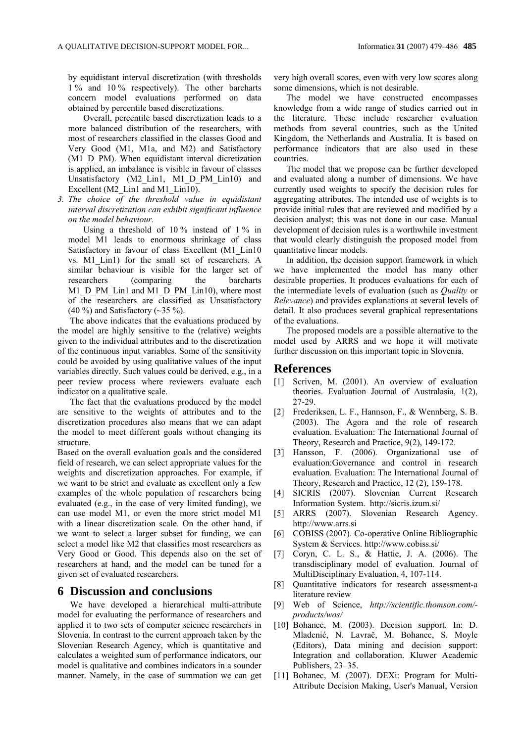by equidistant interval discretization (with thresholds 1 % and 10 % respectively). The other barcharts concern model evaluations performed on data obtained by percentile based discretizations.

Overall, percentile based discretization leads to a more balanced distribution of the researchers, with most of researchers classified in the classes Good and Very Good (M1, M1a, and M2) and Satisfactory (M1_D_PM). When equidistant interval dicretization is applied, an imbalance is visible in favour of classes Unsatisfactory (M2_Lin1, M1_D_PM_Lin10) and Excellent (M2_Lin1 and M1_Lin10).

3. *The choice of the threshold value in equidistant interval discretization can exhibit significant influence on the model behaviour.*

   Using a threshold of 10 % instead of 1 % in model M1 leads to enormous shrinkage of class Satisfactory in favour of class Excellent (M1_Lin10 vs. M1_Lin1) for the small set of researchers. A similar behaviour is visible for the larger set of researchers (comparing the barcharts M1_D_PM_Lin1 and M1_D_PM_Lin10), where most of the researchers are classified as Unsatisfactory (40 %) and Satisfactory (~35 %).

The above indicates that the evaluations produced by the model are highly sensitive to the (relative) weights given to the individual attributes and to the discretization of the continuous input variables. Some of the sensitivity could be avoided by using qualitative values of the input variables directly. Such values could be derived, e.g., in a peer review process where reviewers evaluate each indicator on a qualitative scale.

The fact that the evaluations produced by the model are sensitive to the weights of attributes and to the discretization procedures also means that we can adapt the model to meet different goals without changing its structure.

Based on the overall evaluation goals and the considered field of research, we can select appropriate values for the weights and discretization approaches. For example, if we want to be strict and evaluate as excellent only a few examples of the whole population of researchers being evaluated (e.g., in the case of very limited funding), we can use model M1, or even the more strict model M1 with a linear discretization scale. On the other hand, if we want to select a larger subset for funding, we can select a model like M2 that classifies most researchers as Very Good or Good. This depends also on the set of researchers at hand, and the model can be tuned for a given set of evaluated researchers.

## 6 Discussion and conclusions

We have developed a hierarchical multi-attribute model for evaluating the performance of researchers and applied it to two sets of computer science researchers in Slovenia. In contrast to the current approach taken by the Slovenian Research Agency, which is quantitative and calculates a weighted sum of performance indicators, our model is qualitative and combines indicators in a sounder manner. Namely, in the case of summation we can get very high overall scores, even with very low scores along some dimensions, which is not desirable.

The model we have constructed encompasses knowledge from a wide range of studies carried out in the literature. These include researcher evaluation methods from several countries, such as the United Kingdom, the Netherlands and Australia. It is based on performance indicators that are also used in these countries.

The model that we propose can be further developed and evaluated along a number of dimensions. We have currently used weights to specify the decision rules for aggregating attributes. The intended use of weights is to provide initial rules that are reviewed and modified by a decision analyst; this was not done in our case. Manual development of decision rules is a worthwhile investment that would clearly distinguish the proposed model from quantitative linear models.

In addition, the decision support framework in which we have implemented the model has many other desirable properties. It produces evaluations for each of the intermediate levels of evaluation (such as *Quality* or *Relevance*) and provides explanations at several levels of detail. It also produces several graphical representations of the evaluations.

The proposed models are a possible alternative to the model used by ARRS and we hope it will motivate further discussion on this important topic in Slovenia.

## References

[1] Scriven, M. (2001). An overview of evaluation theories. Evaluation Journal of Australasia, 1(2), 27-29.

[2] Frederiksen, L. F., Hannson, F., & Wennberg, S. B. (2003). The Agora and the role of research evaluation. Evaluation: The International Journal of Theory, Research and Practice, 9(2), 149-172.

[3] Hansson, F. (2006). Organizational use of evaluation:Governance and control in research evaluation. Evaluation: The International Journal of Theory, Research and Practice, 12 (2), 159-178.

[4] SICRIS (2007). Slovenian Current Research Information System. http://sicris.izum.si/

[5] ARRS (2007). Slovenian Research Agency. http://www.arrs.si

[6] COBISS (2007). Co-operative Online Bibliographic System & Services. http://www.cobiss.si/

[7] Coryn, C. L. S., & Hattie, J. A. (2006). The transdisciplinary model of evaluation. Journal of MultiDisciplinary Evaluation, 4, 107-114.

[8] Quantitative indicators for research assessment-a literature review

[9] Web of Science, *http://scientific.thomson.com/-products/wos/*

[10] Bohanec, M. (2003). Decision support. In: D. Mladenić, N. Lavrač, M. Bohanec, S. Moyle (Editors), Data mining and decision support: Integration and collaboration. Kluwer Academic Publishers, 23–35.

[11] Bohanec, M. (2007). DEXi: Program for Multi-Attribute Decision Making, User's Manual, Version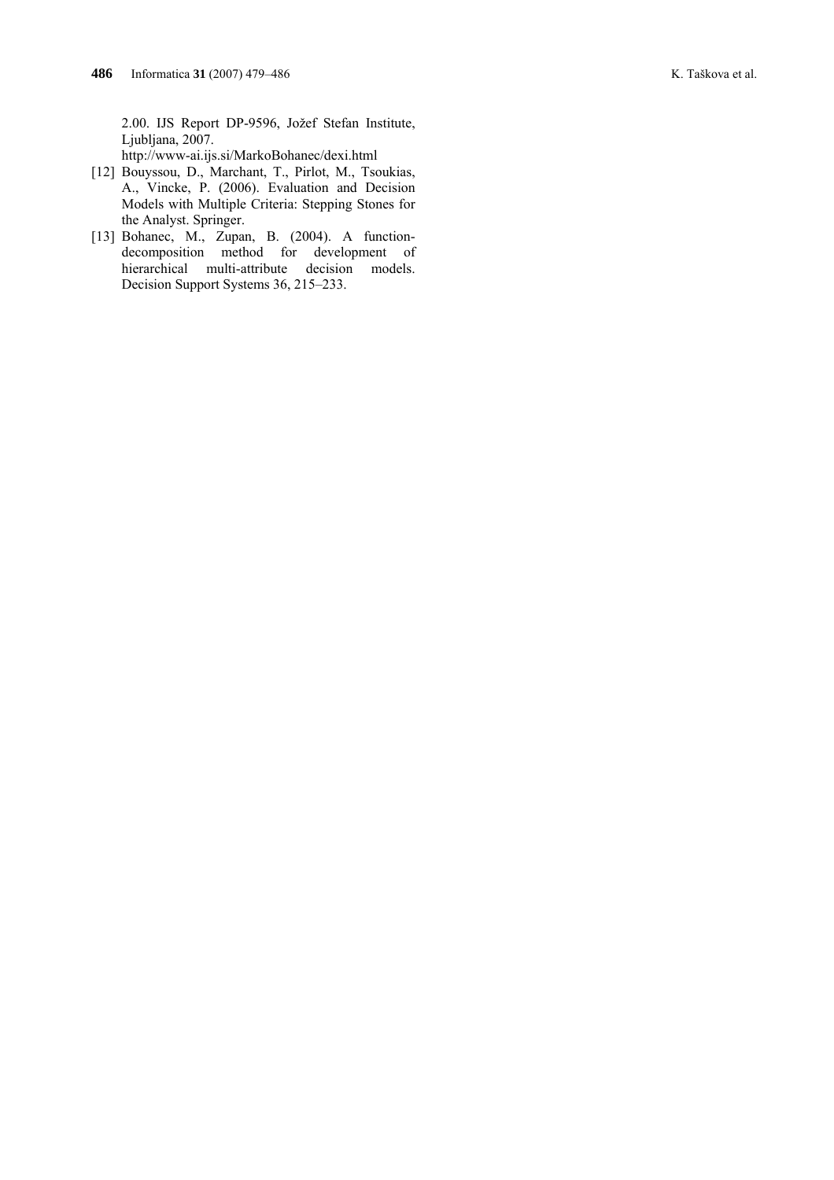2.00. IJS Report DP-9596, Jožef Stefan Institute, Ljubljana, 2007.
http://www-ai.ijs.si/MarkoBohanec/dexi.html

[12] Bouyssou, D., Marchant, T., Pirlot, M., Tsoukias, A., Vincke, P. (2006). Evaluation and Decision Models with Multiple Criteria: Stepping Stones for the Analyst. Springer.

[13] Bohanec, M., Zupan, B. (2004). A function-decomposition method for development of hierarchical multi-attribute decision models. Decision Support Systems 36, 215–233.